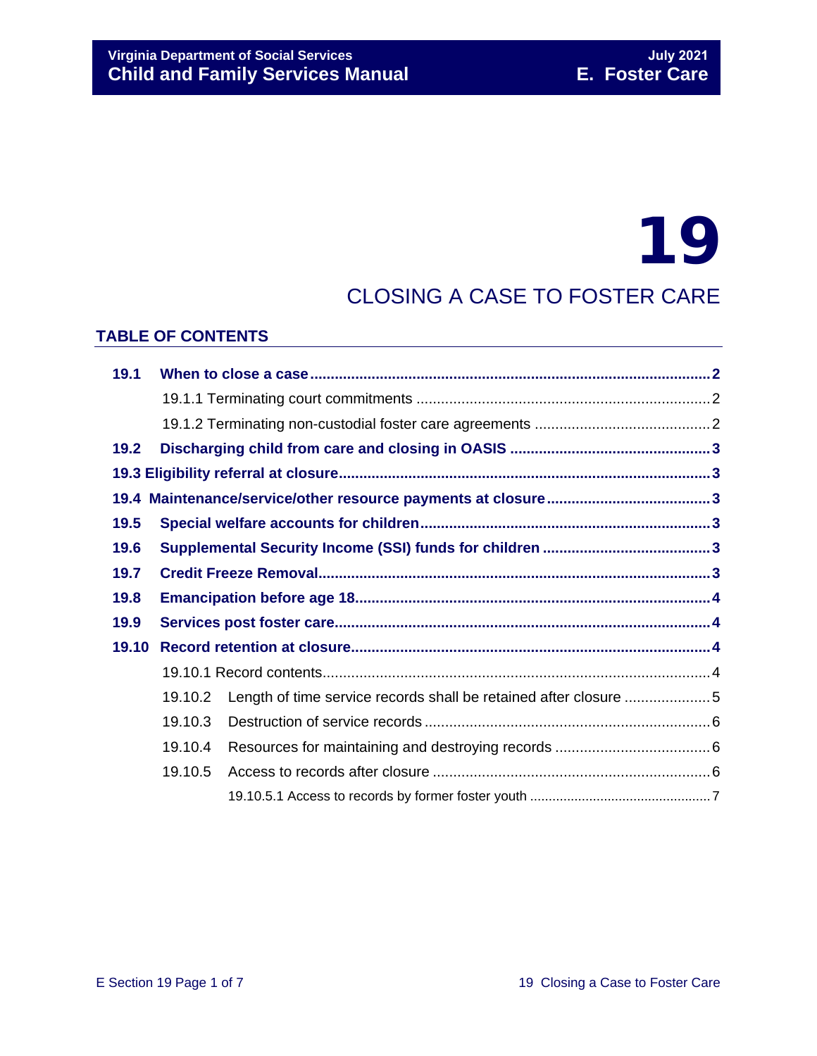# 19

## CLOSING A CASE TO FOSTER CARE

### TABLE OF CONTENTS

- **19.1 When to close a case** ... 2
  - 19.1.1 Terminating court commitments ... 2
  - 19.1.2 Terminating non-custodial foster care agreements ... 2
- **19.2 Discharging child from care and closing in OASIS** ... 3
- **19.3 Eligibility referral at closure** ... 3
- **19.4 Maintenance/service/other resource payments at closure** ... 3
- **19.5 Special welfare accounts for children** ... 3
- **19.6 Supplemental Security Income (SSI) funds for children** ... 3
- **19.7 Credit Freeze Removal** ... 3
- **19.8 Emancipation before age 18** ... 4
- **19.9 Services post foster care** ... 4
- **19.10 Record retention at closure** ... 4
  - 19.10.1 Record contents ... 4
  - 19.10.2 Length of time service records shall be retained after closure ... 5
  - 19.10.3 Destruction of service records ... 6
  - 19.10.4 Resources for maintaining and destroying records ... 6
  - 19.10.5 Access to records after closure ... 6
    - 19.10.5.1 Access to records by former foster youth ... 7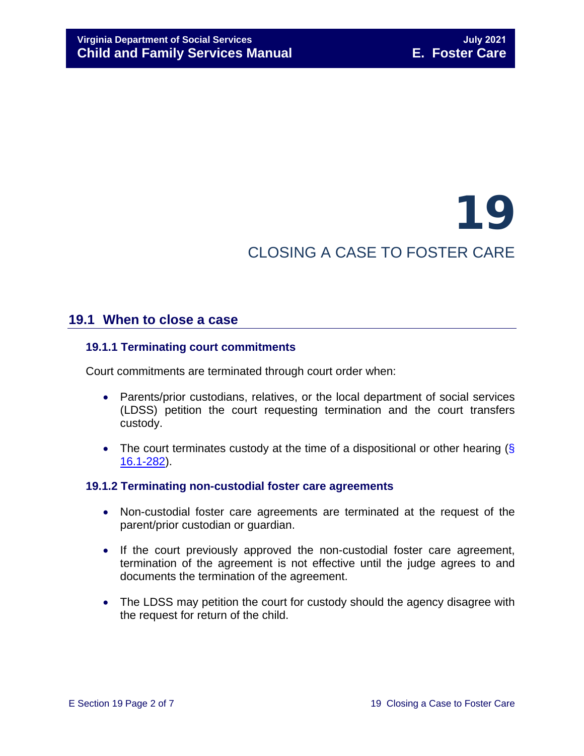# 19

# CLOSING A CASE TO FOSTER CARE

## 19.1 When to close a case

### 19.1.1 Terminating court commitments

Court commitments are terminated through court order when:

- Parents/prior custodians, relatives, or the local department of social services (LDSS) petition the court requesting termination and the court transfers custody.
- The court terminates custody at the time of a dispositional or other hearing (§ 16.1-282).

### 19.1.2 Terminating non-custodial foster care agreements

- Non-custodial foster care agreements are terminated at the request of the parent/prior custodian or guardian.
- If the court previously approved the non-custodial foster care agreement, termination of the agreement is not effective until the judge agrees to and documents the termination of the agreement.
- The LDSS may petition the court for custody should the agency disagree with the request for return of the child.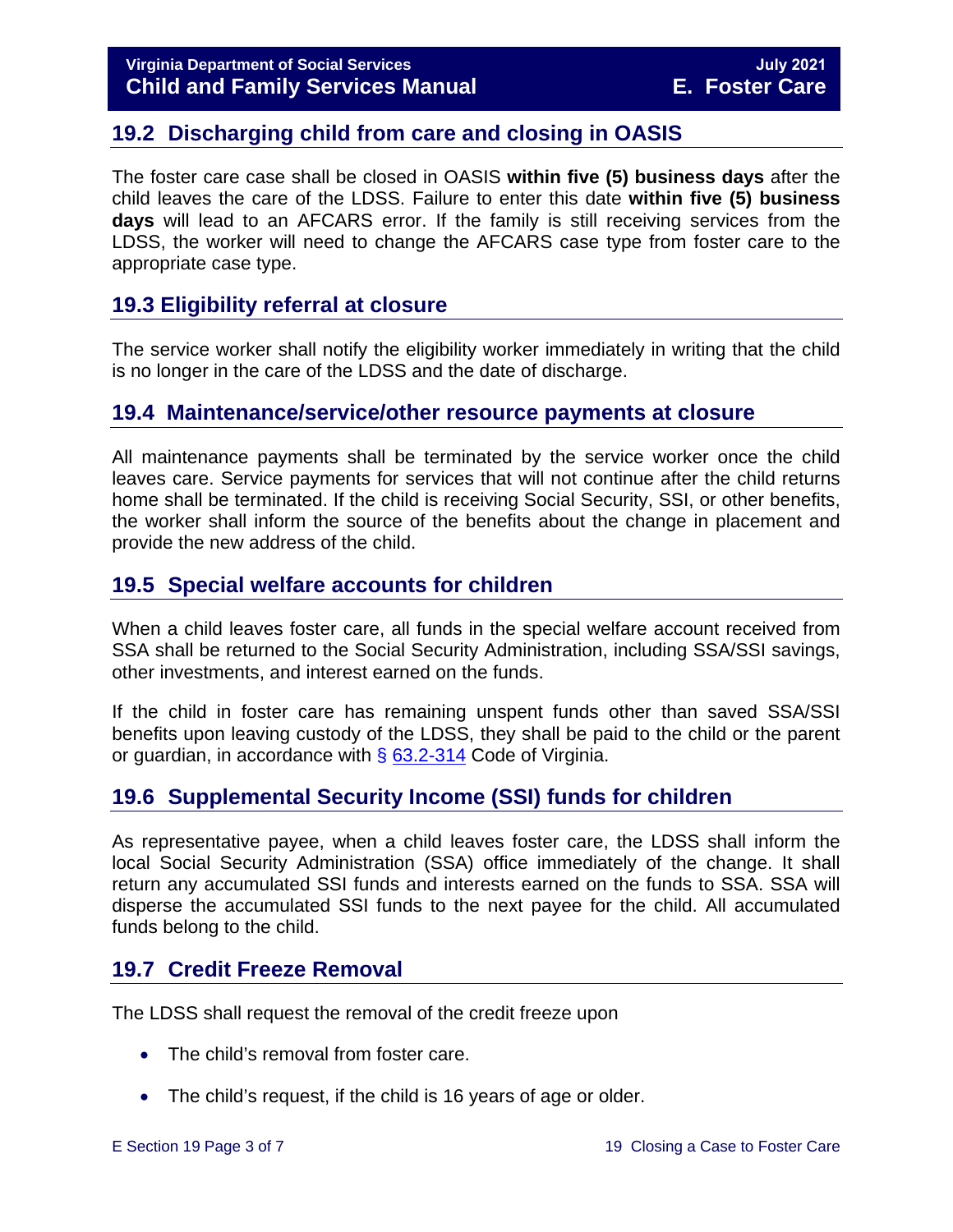## 19.2 Discharging child from care and closing in OASIS

The foster care case shall be closed in OASIS **within five (5) business days** after the child leaves the care of the LDSS. Failure to enter this date **within five (5) business days** will lead to an AFCARS error. If the family is still receiving services from the LDSS, the worker will need to change the AFCARS case type from foster care to the appropriate case type.

## 19.3 Eligibility referral at closure

The service worker shall notify the eligibility worker immediately in writing that the child is no longer in the care of the LDSS and the date of discharge.

## 19.4 Maintenance/service/other resource payments at closure

All maintenance payments shall be terminated by the service worker once the child leaves care. Service payments for services that will not continue after the child returns home shall be terminated. If the child is receiving Social Security, SSI, or other benefits, the worker shall inform the source of the benefits about the change in placement and provide the new address of the child.

## 19.5 Special welfare accounts for children

When a child leaves foster care, all funds in the special welfare account received from SSA shall be returned to the Social Security Administration, including SSA/SSI savings, other investments, and interest earned on the funds.

If the child in foster care has remaining unspent funds other than saved SSA/SSI benefits upon leaving custody of the LDSS, they shall be paid to the child or the parent or guardian, in accordance with § 63.2-314 Code of Virginia.

## 19.6 Supplemental Security Income (SSI) funds for children

As representative payee, when a child leaves foster care, the LDSS shall inform the local Social Security Administration (SSA) office immediately of the change. It shall return any accumulated SSI funds and interests earned on the funds to SSA. SSA will disperse the accumulated SSI funds to the next payee for the child. All accumulated funds belong to the child.

## 19.7 Credit Freeze Removal

The LDSS shall request the removal of the credit freeze upon

- The child's removal from foster care.
- The child's request, if the child is 16 years of age or older.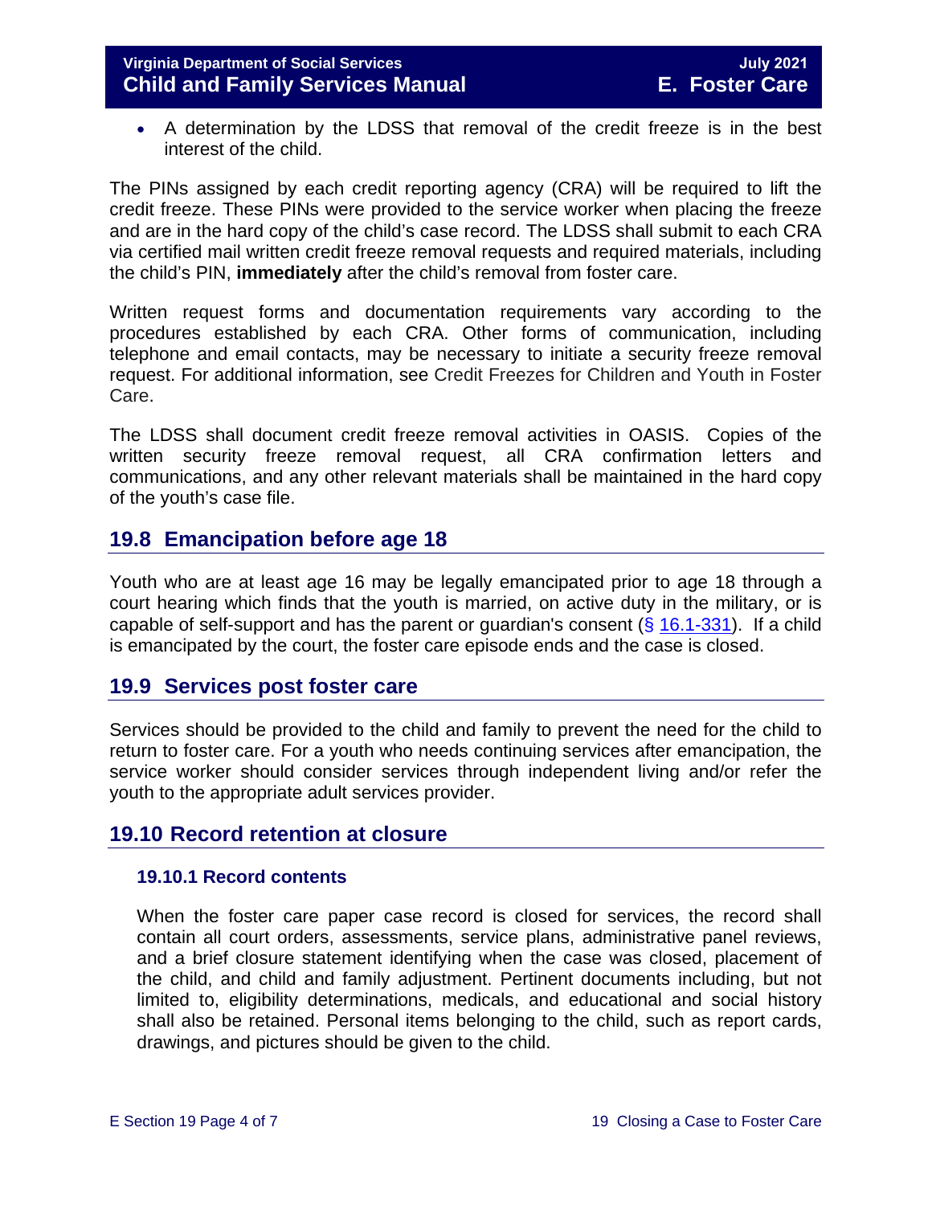- A determination by the LDSS that removal of the credit freeze is in the best interest of the child.

The PINs assigned by each credit reporting agency (CRA) will be required to lift the credit freeze. These PINs were provided to the service worker when placing the freeze and are in the hard copy of the child's case record. The LDSS shall submit to each CRA via certified mail written credit freeze removal requests and required materials, including the child's PIN, **immediately** after the child's removal from foster care.

Written request forms and documentation requirements vary according to the procedures established by each CRA. Other forms of communication, including telephone and email contacts, may be necessary to initiate a security freeze removal request. For additional information, see Credit Freezes for Children and Youth in Foster Care.

The LDSS shall document credit freeze removal activities in OASIS. Copies of the written security freeze removal request, all CRA confirmation letters and communications, and any other relevant materials shall be maintained in the hard copy of the youth's case file.

## 19.8 Emancipation before age 18

Youth who are at least age 16 may be legally emancipated prior to age 18 through a court hearing which finds that the youth is married, on active duty in the military, or is capable of self-support and has the parent or guardian's consent (§ 16.1-331). If a child is emancipated by the court, the foster care episode ends and the case is closed.

## 19.9 Services post foster care

Services should be provided to the child and family to prevent the need for the child to return to foster care. For a youth who needs continuing services after emancipation, the service worker should consider services through independent living and/or refer the youth to the appropriate adult services provider.

## 19.10 Record retention at closure

### 19.10.1 Record contents

When the foster care paper case record is closed for services, the record shall contain all court orders, assessments, service plans, administrative panel reviews, and a brief closure statement identifying when the case was closed, placement of the child, and child and family adjustment. Pertinent documents including, but not limited to, eligibility determinations, medicals, and educational and social history shall also be retained. Personal items belonging to the child, such as report cards, drawings, and pictures should be given to the child.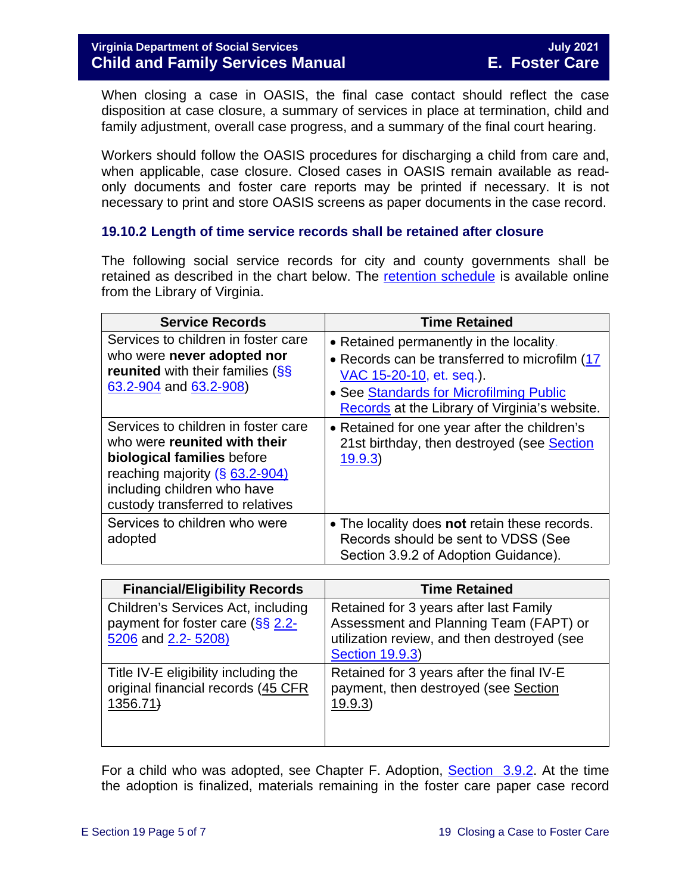When closing a case in OASIS, the final case contact should reflect the case disposition at case closure, a summary of services in place at termination, child and family adjustment, overall case progress, and a summary of the final court hearing.

Workers should follow the OASIS procedures for discharging a child from care and, when applicable, case closure. Closed cases in OASIS remain available as read-only documents and foster care reports may be printed if necessary. It is not necessary to print and store OASIS screens as paper documents in the case record.

### 19.10.2 Length of time service records shall be retained after closure

The following social service records for city and county governments shall be retained as described in the chart below. The retention schedule is available online from the Library of Virginia.

| Service Records | Time Retained |
| --- | --- |
| Services to children in foster care who were **never adopted nor reunited** with their families (§§ 63.2-904 and 63.2-908) | • Retained permanently in the locality.<br>• Records can be transferred to microfilm (17 VAC 15-20-10, et. seq.).<br>• See Standards for Microfilming Public Records at the Library of Virginia's website. |
| Services to children in foster care who were **reunited with their biological families** before reaching majority (§ 63.2-904) including children who have custody transferred to relatives | • Retained for one year after the children's 21st birthday, then destroyed (see Section 19.9.3) |
| Services to children who were adopted | • The locality does **not** retain these records. Records should be sent to VDSS (See Section 3.9.2 of Adoption Guidance). |

| Financial/Eligibility Records | Time Retained |
| --- | --- |
| Children's Services Act, including payment for foster care (§§ 2.2-5206 and 2.2- 5208) | Retained for 3 years after last Family Assessment and Planning Team (FAPT) or utilization review, and then destroyed (see Section 19.9.3) |
| Title IV-E eligibility including the original financial records (45 CFR 1356.71) | Retained for 3 years after the final IV-E payment, then destroyed (see Section 19.9.3) |

For a child who was adopted, see Chapter F. Adoption, Section 3.9.2. At the time the adoption is finalized, materials remaining in the foster care paper case record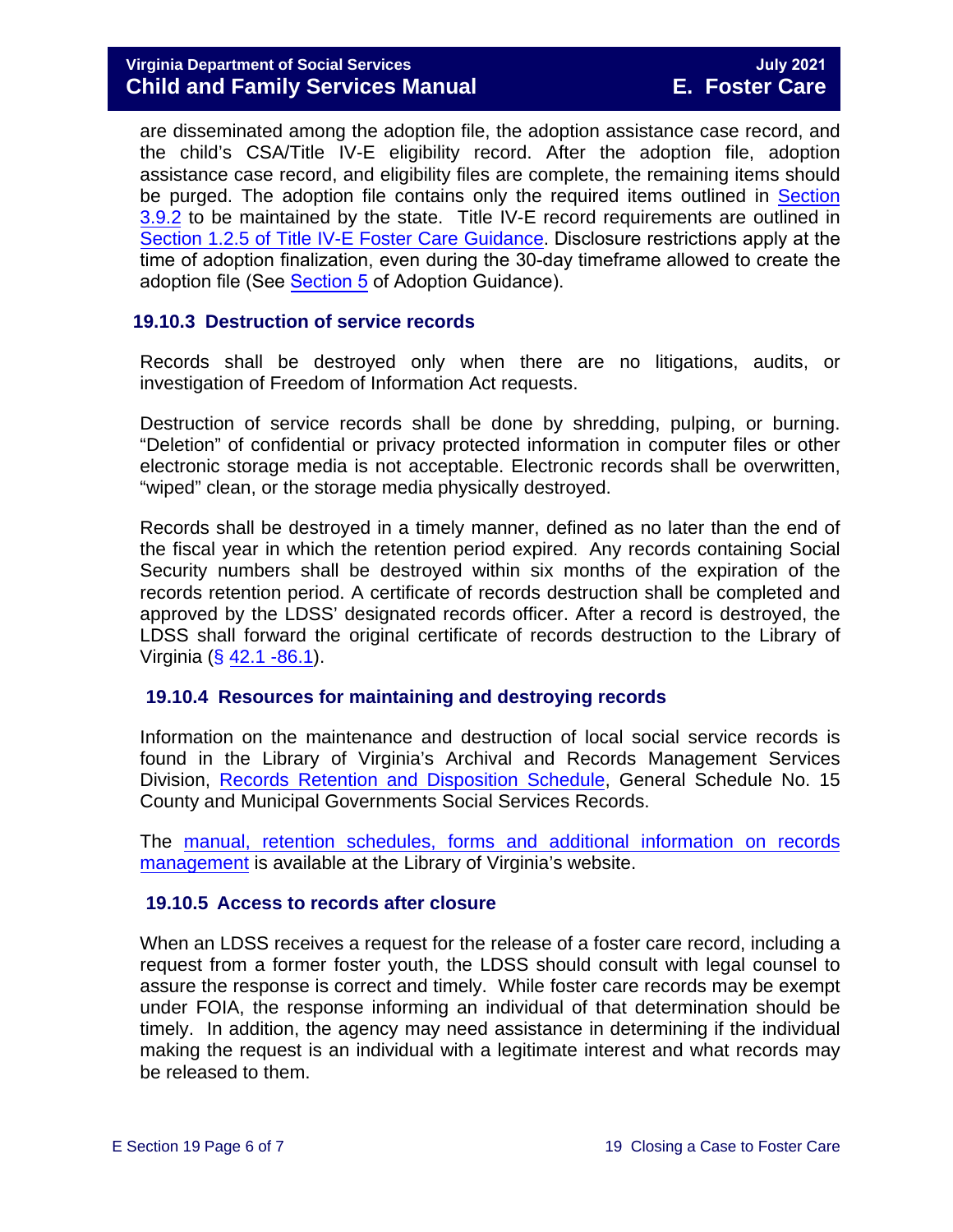are disseminated among the adoption file, the adoption assistance case record, and the child's CSA/Title IV-E eligibility record. After the adoption file, adoption assistance case record, and eligibility files are complete, the remaining items should be purged. The adoption file contains only the required items outlined in Section 3.9.2 to be maintained by the state. Title IV-E record requirements are outlined in Section 1.2.5 of Title IV-E Foster Care Guidance. Disclosure restrictions apply at the time of adoption finalization, even during the 30-day timeframe allowed to create the adoption file (See Section 5 of Adoption Guidance).

### 19.10.3 Destruction of service records

Records shall be destroyed only when there are no litigations, audits, or investigation of Freedom of Information Act requests.

Destruction of service records shall be done by shredding, pulping, or burning. "Deletion" of confidential or privacy protected information in computer files or other electronic storage media is not acceptable. Electronic records shall be overwritten, "wiped" clean, or the storage media physically destroyed.

Records shall be destroyed in a timely manner, defined as no later than the end of the fiscal year in which the retention period expired. Any records containing Social Security numbers shall be destroyed within six months of the expiration of the records retention period. A certificate of records destruction shall be completed and approved by the LDSS' designated records officer. After a record is destroyed, the LDSS shall forward the original certificate of records destruction to the Library of Virginia (§ 42.1 -86.1).

### 19.10.4 Resources for maintaining and destroying records

Information on the maintenance and destruction of local social service records is found in the Library of Virginia's Archival and Records Management Services Division, Records Retention and Disposition Schedule, General Schedule No. 15 County and Municipal Governments Social Services Records.

The manual, retention schedules, forms and additional information on records management is available at the Library of Virginia's website.

### 19.10.5 Access to records after closure

When an LDSS receives a request for the release of a foster care record, including a request from a former foster youth, the LDSS should consult with legal counsel to assure the response is correct and timely. While foster care records may be exempt under FOIA, the response informing an individual of that determination should be timely. In addition, the agency may need assistance in determining if the individual making the request is an individual with a legitimate interest and what records may be released to them.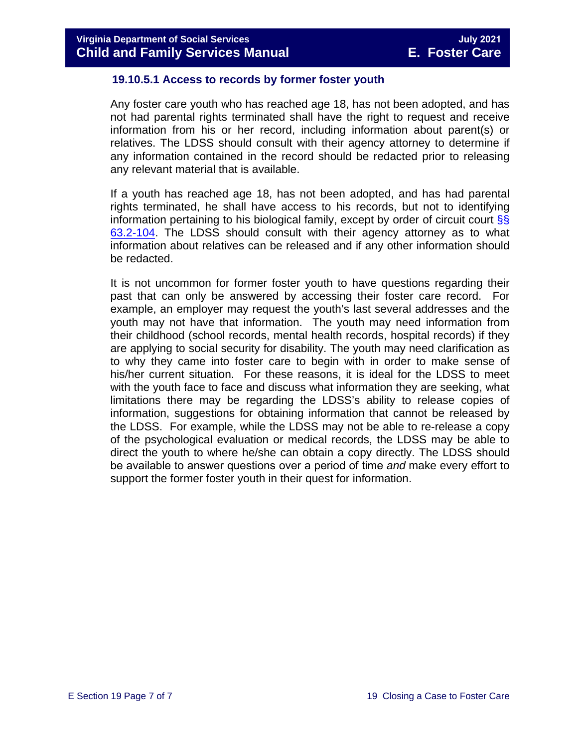### 19.10.5.1 Access to records by former foster youth

Any foster care youth who has reached age 18, has not been adopted, and has not had parental rights terminated shall have the right to request and receive information from his or her record, including information about parent(s) or relatives. The LDSS should consult with their agency attorney to determine if any information contained in the record should be redacted prior to releasing any relevant material that is available.

If a youth has reached age 18, has not been adopted, and has had parental rights terminated, he shall have access to his records, but not to identifying information pertaining to his biological family, except by order of circuit court §§ 63.2-104. The LDSS should consult with their agency attorney as to what information about relatives can be released and if any other information should be redacted.

It is not uncommon for former foster youth to have questions regarding their past that can only be answered by accessing their foster care record. For example, an employer may request the youth's last several addresses and the youth may not have that information. The youth may need information from their childhood (school records, mental health records, hospital records) if they are applying to social security for disability. The youth may need clarification as to why they came into foster care to begin with in order to make sense of his/her current situation. For these reasons, it is ideal for the LDSS to meet with the youth face to face and discuss what information they are seeking, what limitations there may be regarding the LDSS's ability to release copies of information, suggestions for obtaining information that cannot be released by the LDSS. For example, while the LDSS may not be able to re-release a copy of the psychological evaluation or medical records, the LDSS may be able to direct the youth to where he/she can obtain a copy directly. The LDSS should be available to answer questions over a period of time *and* make every effort to support the former foster youth in their quest for information.